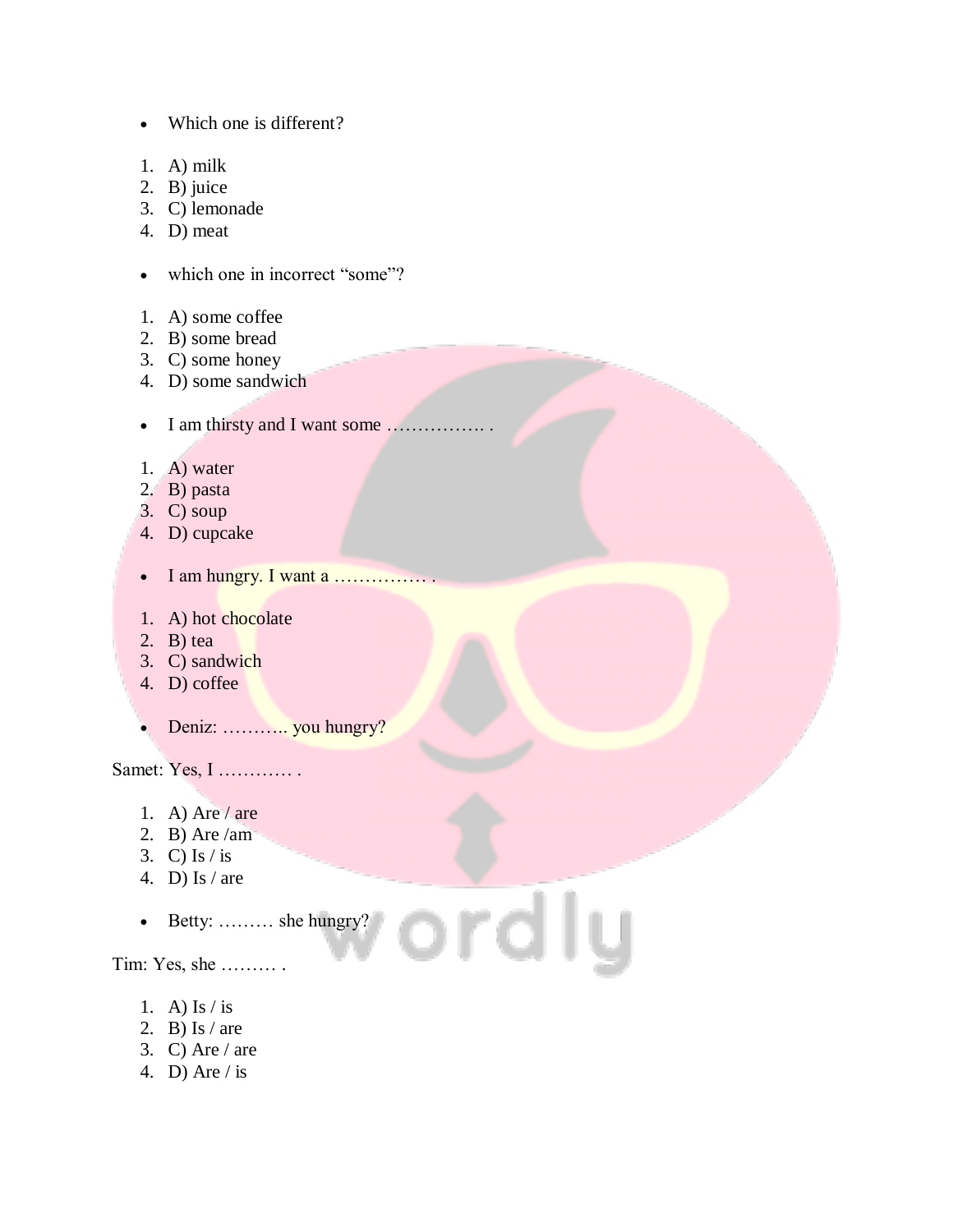- Which one is different?

1. A) milk
2. B) juice
3. C) lemonade
4. D) meat

- which one in incorrect "some"?

1. A) some coffee
2. B) some bread
3. C) some honey
4. D) some sandwich

- I am thirsty and I want some ……………. .

1. A) water
2. B) pasta
3. C) soup
4. D) cupcake

- I am hungry. I want a …………… .

1. A) hot chocolate
2. B) tea
3. C) sandwich
4. D) coffee

- Deniz: ……….. you hungry?

Samet: Yes, I ………… .

1. A) Are / are
2. B) Are /am
3. C) Is / is
4. D) Is / are

- Betty: ……… she hungry?

Tim: Yes, she ……… .

1. A) Is / is
2. B) Is / are
3. C) Are / are
4. D) Are / is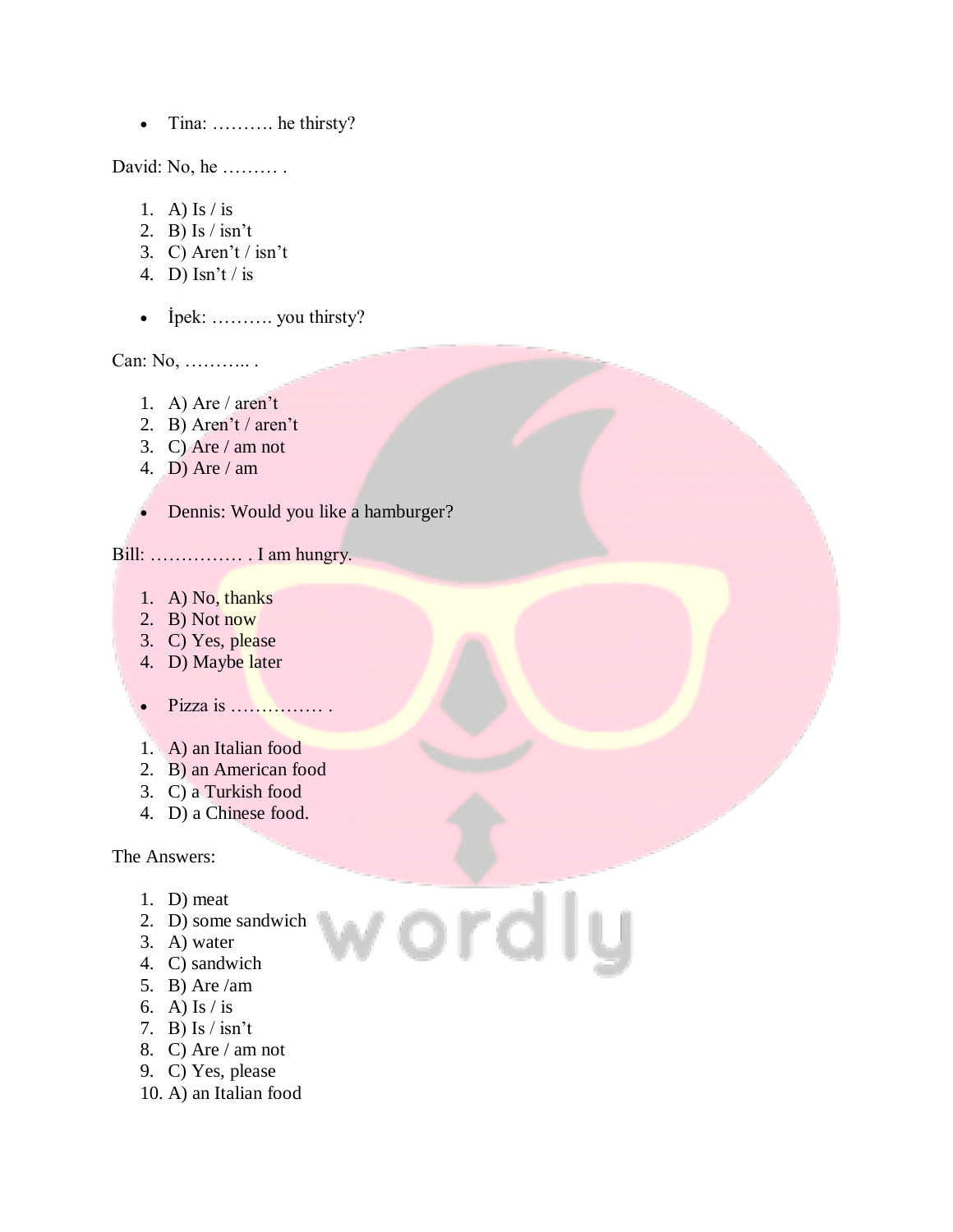- Tina: ………. he thirsty?

David: No, he ……… .

1. A) Is / is
2. B) Is / isn't
3. C) Aren't / isn't
4. D) Isn't / is

- İpek: ………. you thirsty?

Can: No, ……….. .

1. A) Are / aren't
2. B) Aren't / aren't
3. C) Are / am not
4. D) Are / am

- Dennis: Would you like a hamburger?

Bill: …………… . I am hungry.

1. A) No, thanks
2. B) Not now
3. C) Yes, please
4. D) Maybe later

- Pizza is …………… .

1. A) an Italian food
2. B) an American food
3. C) a Turkish food
4. D) a Chinese food.

The Answers:

1. D) meat
2. D) some sandwich
3. A) water
4. C) sandwich
5. B) Are /am
6. A) Is / is
7. B) Is / isn't
8. C) Are / am not
9. C) Yes, please
10. A) an Italian food